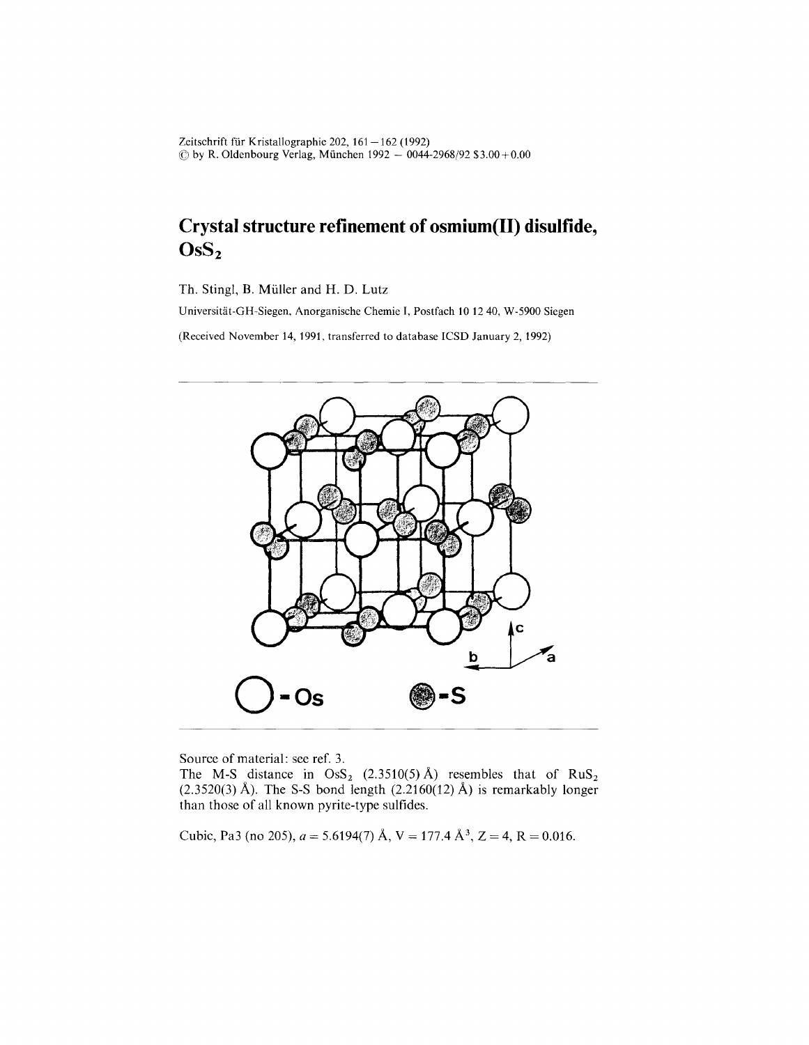Zeitschrift für Kristallographie 202, 161 – 162 (1992)
© by R. Oldenbourg Verlag, München 1992 – 0044-2968/92 \$3.00+0.00

# Crystal structure refinement of osmium(II) disulfide, $OsS_2$

Th. Stingl, B. Müller and H. D. Lutz

Universität-GH-Siegen, Anorganische Chemie I, Postfach 10 12 40, W-5900 Siegen

(Received November 14, 1991, transferred to database ICSD January 2, 1992)

Source of material: see ref. 3.

The M-S distance in $OsS_2$ (2.3510(5) Å) resembles that of $RuS_2$ (2.3520(3) Å). The S-S bond length (2.2160(12) Å) is remarkably longer than those of all known pyrite-type sulfides.

Cubic, Pa3 (no 205), $a = 5.6194(7)$ Å, $V = 177.4$ Å$^3$, $Z = 4$, $R = 0.016$.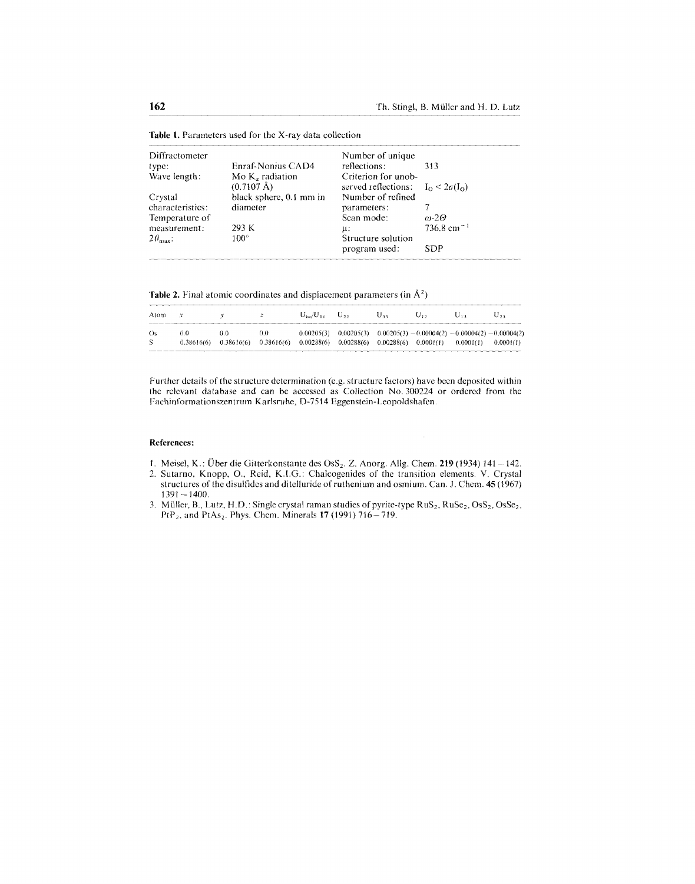**Table 1.** Parameters used for the X-ray data collection

| | | | |
|---|---|---|---|
| Diffractometer type: | Enraf-Nonius CAD4 | Number of unique reflections: | 313 |
| Wave length: | Mo $K_\alpha$ radiation (0.7107 Å) | Criterion for unobserved reflections: | $I_O < 2\sigma(I_O)$ |
| Crystal characteristics: | black sphere, 0.1 mm in diameter | Number of refined parameters: | 7 |
| Temperature of measurement: | 293 K | Scan mode: | $\omega$-$2\Theta$ |
| $2\theta_{max}$: | 100° | $\mu$: | 736.8 cm$^{-1}$ |
| | | Structure solution program used: | SDP |

**Table 2.** Final atomic coordinates and displacement parameters (in Å$^2$)

| Atom | $x$ | $y$ | $z$ | $U_{iso}/U_{11}$ | $U_{22}$ | $U_{33}$ | $U_{12}$ | $U_{13}$ | $U_{23}$ |
|---|---|---|---|---|---|---|---|---|---|
| Os | 0.0 | 0.0 | 0.0 | 0.00205(3) | 0.00205(3) | 0.00205(3) | −0.00004(2) | −0.00004(2) | −0.00004(2) |
| S | 0.38616(6) | 0.38616(6) | 0.38616(6) | 0.00288(6) | 0.00288(6) | 0.00288(6) | 0.0001(1) | 0.0001(1) | 0.0001(1) |

Further details of the structure determination (e.g. structure factors) have been deposited within the relevant database and can be accessed as Collection No. 300224 or ordered from the Fachinformationszentrum Karlsruhe, D-7514 Eggenstein-Leopoldshafen.

**References:**

1. Meisel, K.: Über die Gitterkonstante des $OsS_2$. Z. Anorg. Allg. Chem. **219** (1934) 141–142.
2. Sutarno, Knopp, O., Reid, K.I.G.: Chalcogenides of the transition elements. V. Crystal structures of the disulfides and ditelluride of ruthenium and osmium. Can. J. Chem. **45** (1967) 1391–1400.
3. Müller, B., Lutz, H.D.: Single crystal raman studies of pyrite-type $RuS_2$, $RuSe_2$, $OsS_2$, $OsSe_2$, $PtP_2$, and $PtAs_2$. Phys. Chem. Minerals **17** (1991) 716–719.